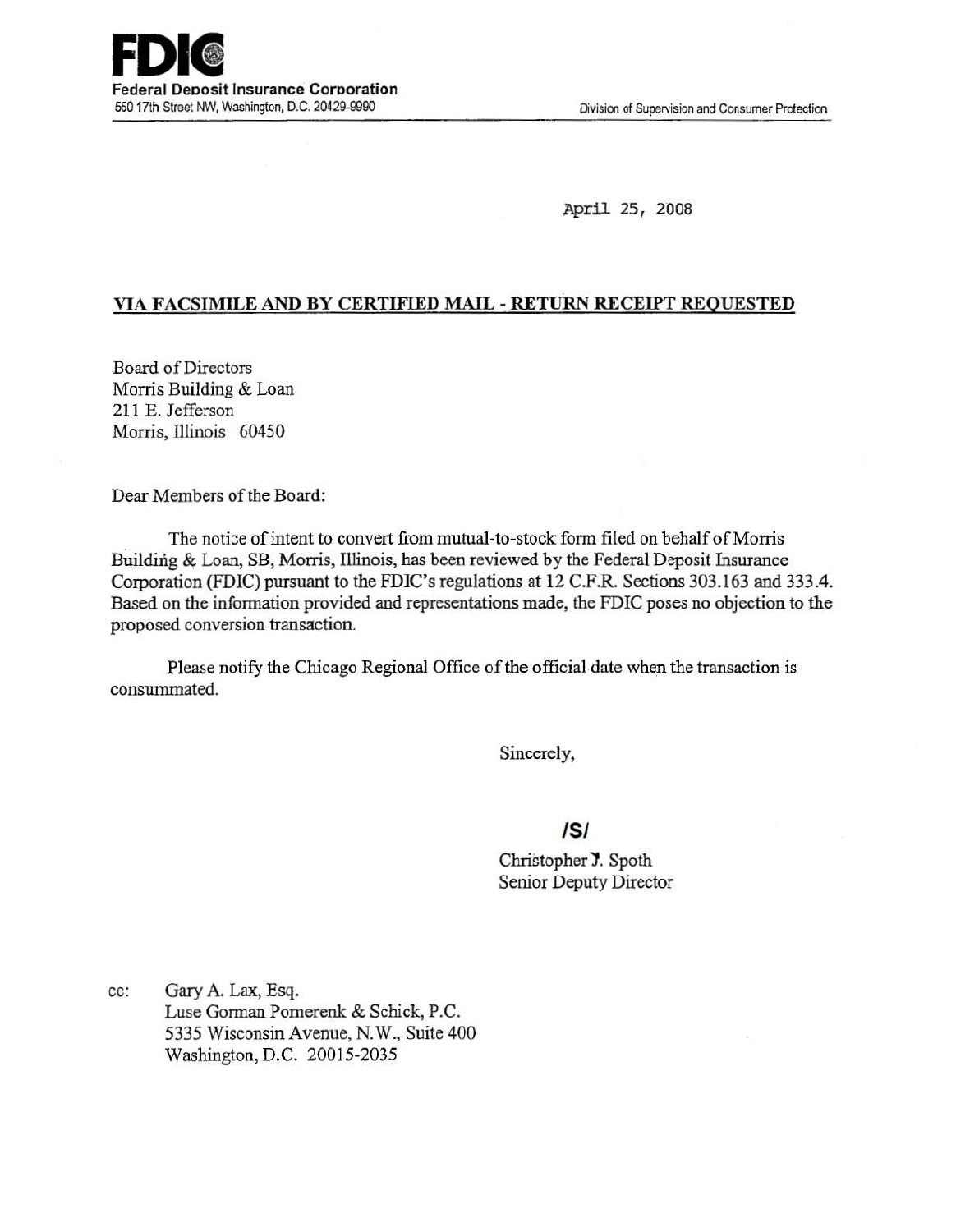**FDIC**
**Federal Deposit Insurance Corporation**
550 17th Street NW, Washington, D.C. 20429-9990

Division of Supervision and Consumer Protection

April 25, 2008

**VIA FACSIMILE AND BY CERTIFIED MAIL - RETURN RECEIPT REQUESTED**

Board of Directors
Morris Building & Loan
211 E. Jefferson
Morris, Illinois 60450

Dear Members of the Board:

The notice of intent to convert from mutual-to-stock form filed on behalf of Morris Building & Loan, SB, Morris, Illinois, has been reviewed by the Federal Deposit Insurance Corporation (FDIC) pursuant to the FDIC's regulations at 12 C.F.R. Sections 303.163 and 333.4. Based on the information provided and representations made, the FDIC poses no objection to the proposed conversion transaction.

Please notify the Chicago Regional Office of the official date when the transaction is consummated.

Sincerely,

/S/

Christopher J. Spoth
Senior Deputy Director

cc: Gary A. Lax, Esq.
Luse Gorman Pomerenk & Schick, P.C.
5335 Wisconsin Avenue, N.W., Suite 400
Washington, D.C. 20015-2035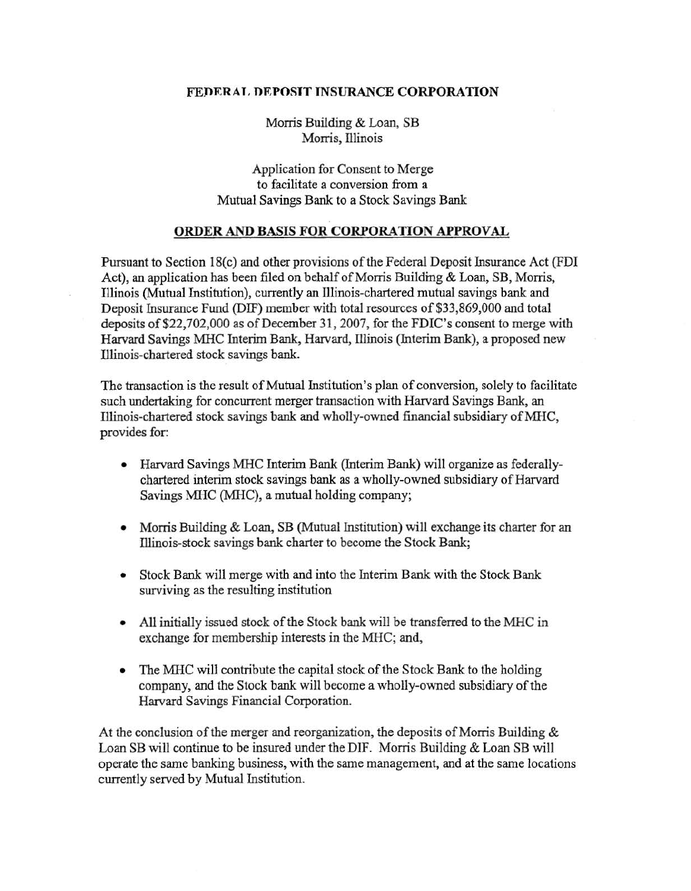**FEDERAL DEPOSIT INSURANCE CORPORATION**

Morris Building & Loan, SB
Morris, Illinois

Application for Consent to Merge
to facilitate a conversion from a
Mutual Savings Bank to a Stock Savings Bank

**ORDER AND BASIS FOR CORPORATION APPROVAL**

Pursuant to Section 18(c) and other provisions of the Federal Deposit Insurance Act (FDI Act), an application has been filed on behalf of Morris Building & Loan, SB, Morris, Illinois (Mutual Institution), currently an Illinois-chartered mutual savings bank and Deposit Insurance Fund (DIF) member with total resources of $33,869,000 and total deposits of $22,702,000 as of December 31, 2007, for the FDIC's consent to merge with Harvard Savings MHC Interim Bank, Harvard, Illinois (Interim Bank), a proposed new Illinois-chartered stock savings bank.

The transaction is the result of Mutual Institution's plan of conversion, solely to facilitate such undertaking for concurrent merger transaction with Harvard Savings Bank, an Illinois-chartered stock savings bank and wholly-owned financial subsidiary of MHC, provides for:

- Harvard Savings MHC Interim Bank (Interim Bank) will organize as federally-chartered interim stock savings bank as a wholly-owned subsidiary of Harvard Savings MHC (MHC), a mutual holding company;
- Morris Building & Loan, SB (Mutual Institution) will exchange its charter for an Illinois-stock savings bank charter to become the Stock Bank;
- Stock Bank will merge with and into the Interim Bank with the Stock Bank surviving as the resulting institution
- All initially issued stock of the Stock bank will be transferred to the MHC in exchange for membership interests in the MHC; and,
- The MHC will contribute the capital stock of the Stock Bank to the holding company, and the Stock bank will become a wholly-owned subsidiary of the Harvard Savings Financial Corporation.

At the conclusion of the merger and reorganization, the deposits of Morris Building & Loan SB will continue to be insured under the DIF. Morris Building & Loan SB will operate the same banking business, with the same management, and at the same locations currently served by Mutual Institution.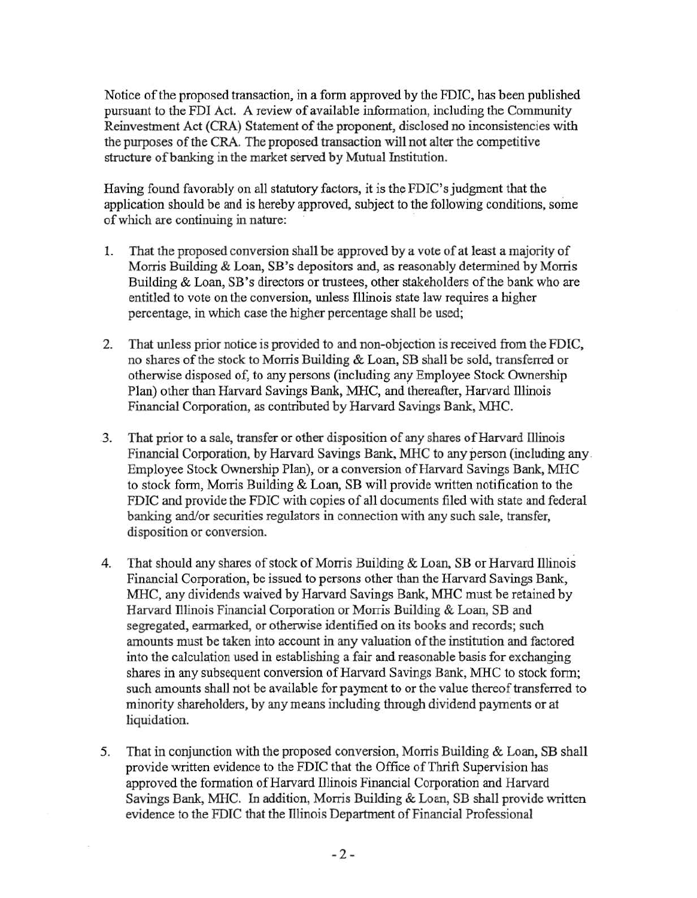Notice of the proposed transaction, in a form approved by the FDIC, has been published pursuant to the FDI Act. A review of available information, including the Community Reinvestment Act (CRA) Statement of the proponent, disclosed no inconsistencies with the purposes of the CRA. The proposed transaction will not alter the competitive structure of banking in the market served by Mutual Institution.

Having found favorably on all statutory factors, it is the FDIC's judgment that the application should be and is hereby approved, subject to the following conditions, some of which are continuing in nature:

1. That the proposed conversion shall be approved by a vote of at least a majority of Morris Building & Loan, SB's depositors and, as reasonably determined by Morris Building & Loan, SB's directors or trustees, other stakeholders of the bank who are entitled to vote on the conversion, unless Illinois state law requires a higher percentage, in which case the higher percentage shall be used;

2. That unless prior notice is provided to and non-objection is received from the FDIC, no shares of the stock to Morris Building & Loan, SB shall be sold, transferred or otherwise disposed of, to any persons (including any Employee Stock Ownership Plan) other than Harvard Savings Bank, MHC, and thereafter, Harvard Illinois Financial Corporation, as contributed by Harvard Savings Bank, MHC.

3. That prior to a sale, transfer or other disposition of any shares of Harvard Illinois Financial Corporation, by Harvard Savings Bank, MHC to any person (including any Employee Stock Ownership Plan), or a conversion of Harvard Savings Bank, MHC to stock form, Morris Building & Loan, SB will provide written notification to the FDIC and provide the FDIC with copies of all documents filed with state and federal banking and/or securities regulators in connection with any such sale, transfer, disposition or conversion.

4. That should any shares of stock of Morris Building & Loan, SB or Harvard Illinois Financial Corporation, be issued to persons other than the Harvard Savings Bank, MHC, any dividends waived by Harvard Savings Bank, MHC must be retained by Harvard Illinois Financial Corporation or Morris Building & Loan, SB and segregated, earmarked, or otherwise identified on its books and records; such amounts must be taken into account in any valuation of the institution and factored into the calculation used in establishing a fair and reasonable basis for exchanging shares in any subsequent conversion of Harvard Savings Bank, MHC to stock form; such amounts shall not be available for payment to or the value thereof transferred to minority shareholders, by any means including through dividend payments or at liquidation.

5. That in conjunction with the proposed conversion, Morris Building & Loan, SB shall provide written evidence to the FDIC that the Office of Thrift Supervision has approved the formation of Harvard Illinois Financial Corporation and Harvard Savings Bank, MHC. In addition, Morris Building & Loan, SB shall provide written evidence to the FDIC that the Illinois Department of Financial Professional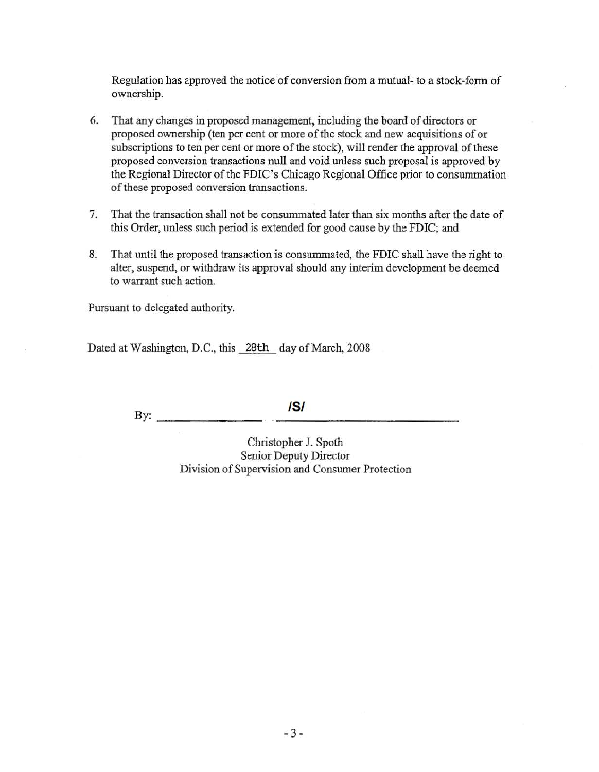Regulation has approved the notice of conversion from a mutual- to a stock-form of ownership.

6. That any changes in proposed management, including the board of directors or proposed ownership (ten per cent or more of the stock and new acquisitions of or subscriptions to ten per cent or more of the stock), will render the approval of these proposed conversion transactions null and void unless such proposal is approved by the Regional Director of the FDIC's Chicago Regional Office prior to consummation of these proposed conversion transactions.

7. That the transaction shall not be consummated later than six months after the date of this Order, unless such period is extended for good cause by the FDIC; and

8. That until the proposed transaction is consummated, the FDIC shall have the right to alter, suspend, or withdraw its approval should any interim development be deemed to warrant such action.

Pursuant to delegated authority.

Dated at Washington, D.C., this 28th day of March, 2008

By: /S/

Christopher J. Spoth
Senior Deputy Director
Division of Supervision and Consumer Protection